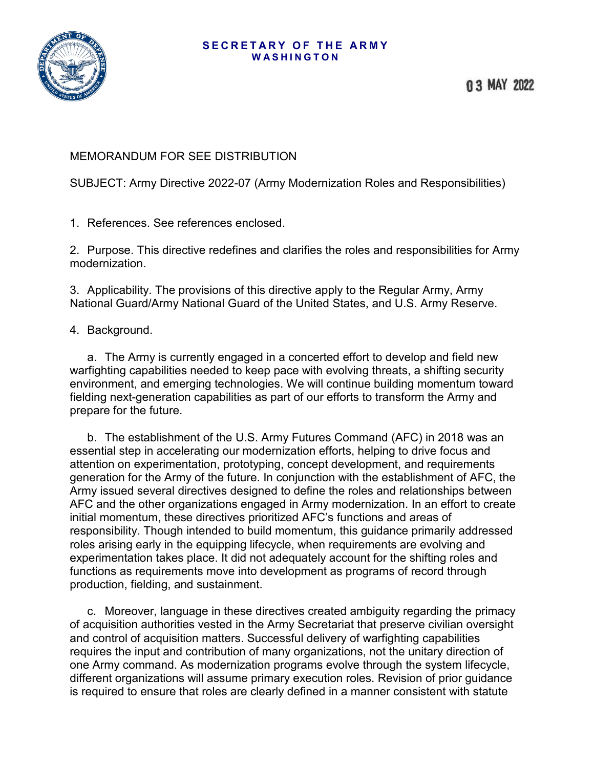**SECRETARY OF THE ARMY**
**WASHINGTON**

03 MAY 2022

MEMORANDUM FOR SEE DISTRIBUTION

SUBJECT: Army Directive 2022-07 (Army Modernization Roles and Responsibilities)

1. References. See references enclosed.

2. Purpose. This directive redefines and clarifies the roles and responsibilities for Army modernization.

3. Applicability. The provisions of this directive apply to the Regular Army, Army National Guard/Army National Guard of the United States, and U.S. Army Reserve.

4. Background.

a. The Army is currently engaged in a concerted effort to develop and field new warfighting capabilities needed to keep pace with evolving threats, a shifting security environment, and emerging technologies. We will continue building momentum toward fielding next-generation capabilities as part of our efforts to transform the Army and prepare for the future.

b. The establishment of the U.S. Army Futures Command (AFC) in 2018 was an essential step in accelerating our modernization efforts, helping to drive focus and attention on experimentation, prototyping, concept development, and requirements generation for the Army of the future. In conjunction with the establishment of AFC, the Army issued several directives designed to define the roles and relationships between AFC and the other organizations engaged in Army modernization. In an effort to create initial momentum, these directives prioritized AFC's functions and areas of responsibility. Though intended to build momentum, this guidance primarily addressed roles arising early in the equipping lifecycle, when requirements are evolving and experimentation takes place. It did not adequately account for the shifting roles and functions as requirements move into development as programs of record through production, fielding, and sustainment.

c. Moreover, language in these directives created ambiguity regarding the primacy of acquisition authorities vested in the Army Secretariat that preserve civilian oversight and control of acquisition matters. Successful delivery of warfighting capabilities requires the input and contribution of many organizations, not the unitary direction of one Army command. As modernization programs evolve through the system lifecycle, different organizations will assume primary execution roles. Revision of prior guidance is required to ensure that roles are clearly defined in a manner consistent with statute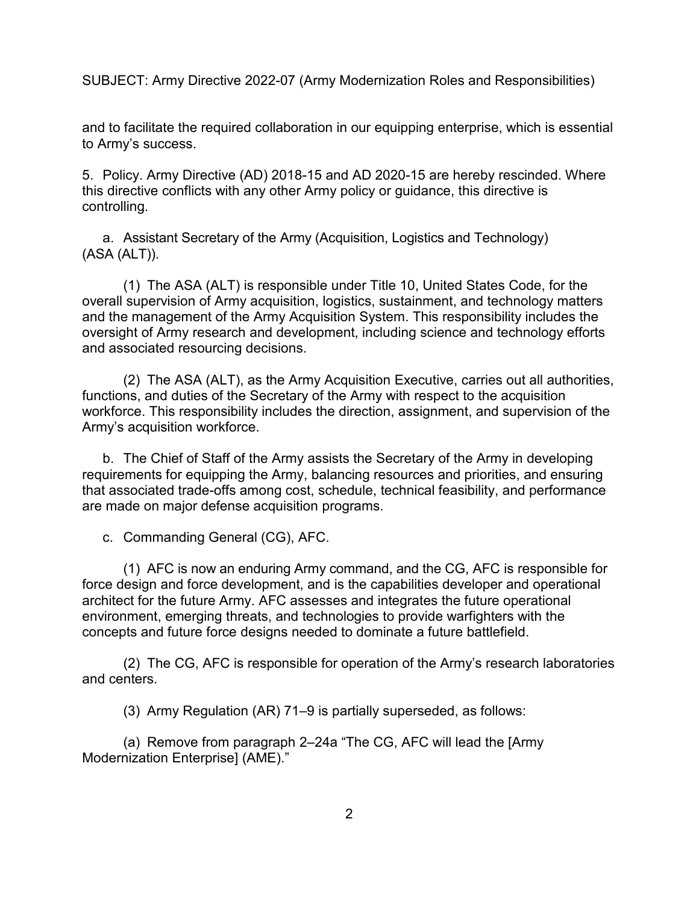and to facilitate the required collaboration in our equipping enterprise, which is essential to Army's success.

5. Policy. Army Directive (AD) 2018-15 and AD 2020-15 are hereby rescinded. Where this directive conflicts with any other Army policy or guidance, this directive is controlling.

a. Assistant Secretary of the Army (Acquisition, Logistics and Technology) (ASA (ALT)).

(1) The ASA (ALT) is responsible under Title 10, United States Code, for the overall supervision of Army acquisition, logistics, sustainment, and technology matters and the management of the Army Acquisition System. This responsibility includes the oversight of Army research and development, including science and technology efforts and associated resourcing decisions.

(2) The ASA (ALT), as the Army Acquisition Executive, carries out all authorities, functions, and duties of the Secretary of the Army with respect to the acquisition workforce. This responsibility includes the direction, assignment, and supervision of the Army's acquisition workforce.

b. The Chief of Staff of the Army assists the Secretary of the Army in developing requirements for equipping the Army, balancing resources and priorities, and ensuring that associated trade-offs among cost, schedule, technical feasibility, and performance are made on major defense acquisition programs.

c. Commanding General (CG), AFC.

(1) AFC is now an enduring Army command, and the CG, AFC is responsible for force design and force development, and is the capabilities developer and operational architect for the future Army. AFC assesses and integrates the future operational environment, emerging threats, and technologies to provide warfighters with the concepts and future force designs needed to dominate a future battlefield.

(2) The CG, AFC is responsible for operation of the Army's research laboratories and centers.

(3) Army Regulation (AR) 71–9 is partially superseded, as follows:

(a) Remove from paragraph 2–24a "The CG, AFC will lead the [Army Modernization Enterprise] (AME)."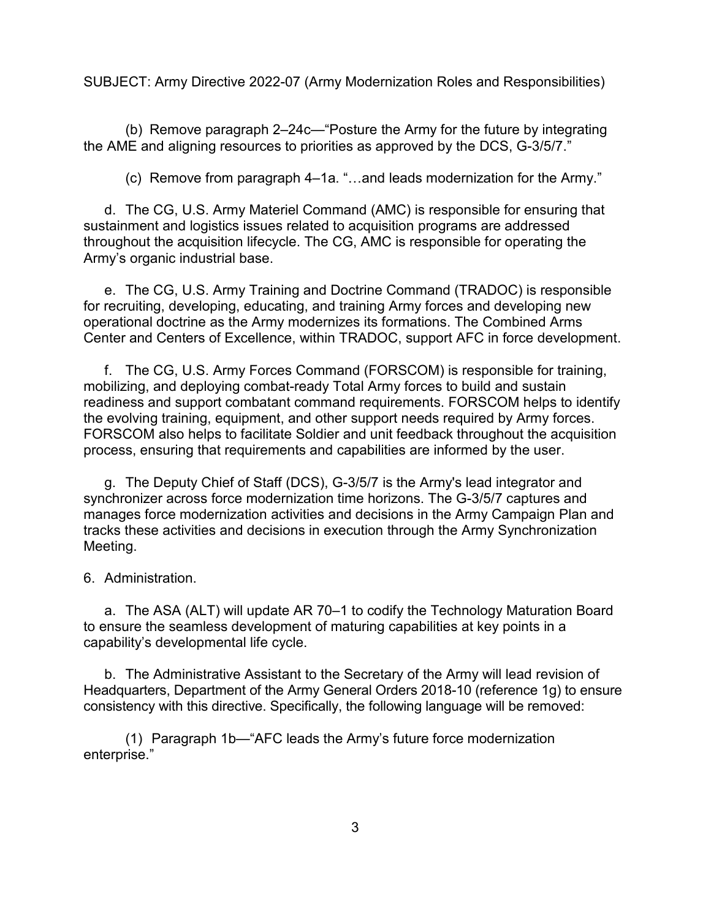(b) Remove paragraph 2–24c—"Posture the Army for the future by integrating the AME and aligning resources to priorities as approved by the DCS, G-3/5/7."

(c) Remove from paragraph 4–1a. "…and leads modernization for the Army."

d. The CG, U.S. Army Materiel Command (AMC) is responsible for ensuring that sustainment and logistics issues related to acquisition programs are addressed throughout the acquisition lifecycle. The CG, AMC is responsible for operating the Army's organic industrial base.

e. The CG, U.S. Army Training and Doctrine Command (TRADOC) is responsible for recruiting, developing, educating, and training Army forces and developing new operational doctrine as the Army modernizes its formations. The Combined Arms Center and Centers of Excellence, within TRADOC, support AFC in force development.

f. The CG, U.S. Army Forces Command (FORSCOM) is responsible for training, mobilizing, and deploying combat-ready Total Army forces to build and sustain readiness and support combatant command requirements. FORSCOM helps to identify the evolving training, equipment, and other support needs required by Army forces. FORSCOM also helps to facilitate Soldier and unit feedback throughout the acquisition process, ensuring that requirements and capabilities are informed by the user.

g. The Deputy Chief of Staff (DCS), G-3/5/7 is the Army's lead integrator and synchronizer across force modernization time horizons. The G-3/5/7 captures and manages force modernization activities and decisions in the Army Campaign Plan and tracks these activities and decisions in execution through the Army Synchronization Meeting.

6. Administration.

a. The ASA (ALT) will update AR 70–1 to codify the Technology Maturation Board to ensure the seamless development of maturing capabilities at key points in a capability's developmental life cycle.

b. The Administrative Assistant to the Secretary of the Army will lead revision of Headquarters, Department of the Army General Orders 2018-10 (reference 1g) to ensure consistency with this directive. Specifically, the following language will be removed:

(1) Paragraph 1b—"AFC leads the Army's future force modernization enterprise."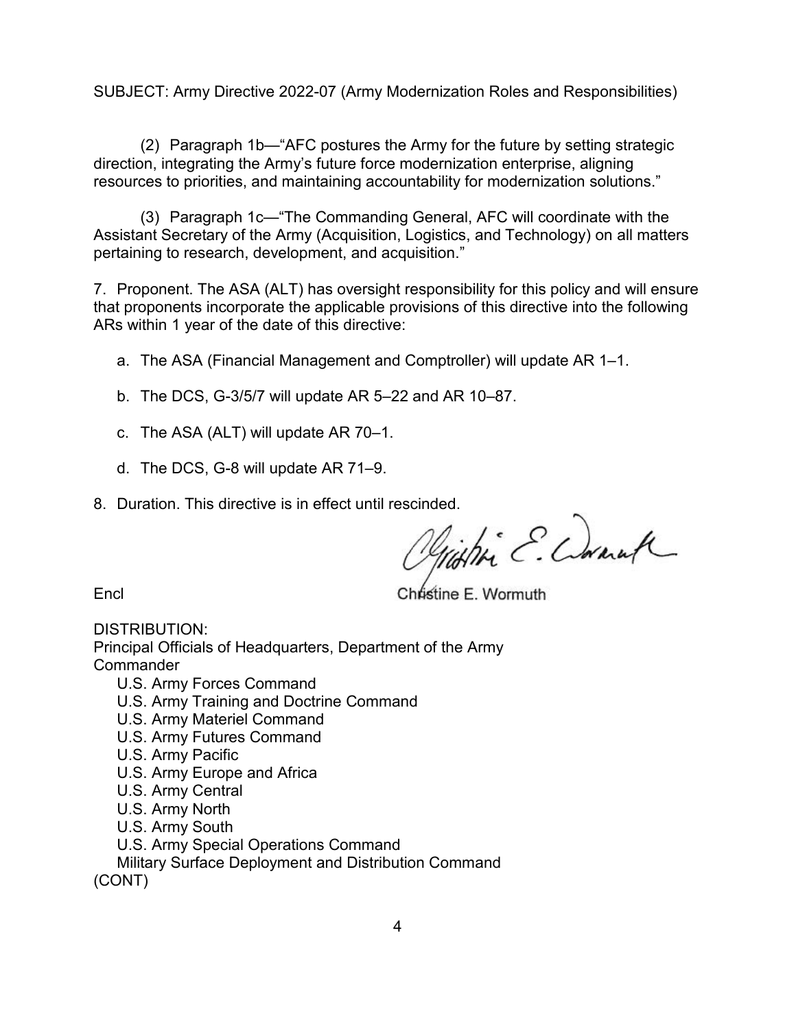SUBJECT: Army Directive 2022-07 (Army Modernization Roles and Responsibilities)

(2) Paragraph 1b—"AFC postures the Army for the future by setting strategic direction, integrating the Army's future force modernization enterprise, aligning resources to priorities, and maintaining accountability for modernization solutions."

(3) Paragraph 1c—"The Commanding General, AFC will coordinate with the Assistant Secretary of the Army (Acquisition, Logistics, and Technology) on all matters pertaining to research, development, and acquisition."

7. Proponent. The ASA (ALT) has oversight responsibility for this policy and will ensure that proponents incorporate the applicable provisions of this directive into the following ARs within 1 year of the date of this directive:

a. The ASA (Financial Management and Comptroller) will update AR 1–1.

b. The DCS, G-3/5/7 will update AR 5–22 and AR 10–87.

c. The ASA (ALT) will update AR 70–1.

d. The DCS, G-8 will update AR 71–9.

8. Duration. This directive is in effect until rescinded.

Christine E. Wormuth

Encl

DISTRIBUTION:
Principal Officials of Headquarters, Department of the Army
Commander
- U.S. Army Forces Command
- U.S. Army Training and Doctrine Command
- U.S. Army Materiel Command
- U.S. Army Futures Command
- U.S. Army Pacific
- U.S. Army Europe and Africa
- U.S. Army Central
- U.S. Army North
- U.S. Army South
- U.S. Army Special Operations Command
- Military Surface Deployment and Distribution Command

(CONT)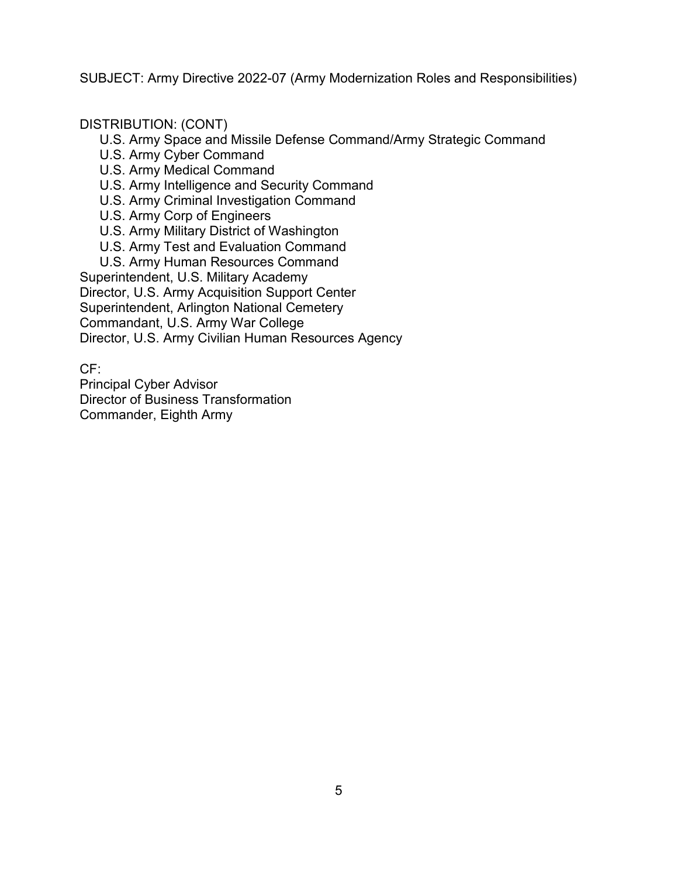SUBJECT: Army Directive 2022-07 (Army Modernization Roles and Responsibilities)

DISTRIBUTION: (CONT)

- U.S. Army Space and Missile Defense Command/Army Strategic Command
- U.S. Army Cyber Command
- U.S. Army Medical Command
- U.S. Army Intelligence and Security Command
- U.S. Army Criminal Investigation Command
- U.S. Army Corp of Engineers
- U.S. Army Military District of Washington
- U.S. Army Test and Evaluation Command
- U.S. Army Human Resources Command

Superintendent, U.S. Military Academy
Director, U.S. Army Acquisition Support Center
Superintendent, Arlington National Cemetery
Commandant, U.S. Army War College
Director, U.S. Army Civilian Human Resources Agency

CF:
Principal Cyber Advisor
Director of Business Transformation
Commander, Eighth Army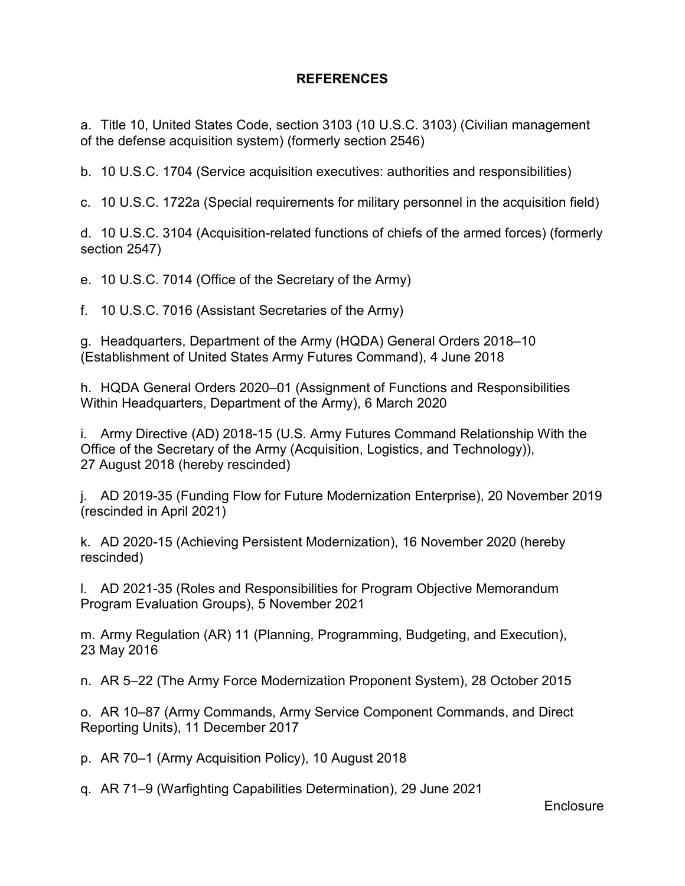## REFERENCES

a. Title 10, United States Code, section 3103 (10 U.S.C. 3103) (Civilian management of the defense acquisition system) (formerly section 2546)

b. 10 U.S.C. 1704 (Service acquisition executives: authorities and responsibilities)

c. 10 U.S.C. 1722a (Special requirements for military personnel in the acquisition field)

d. 10 U.S.C. 3104 (Acquisition-related functions of chiefs of the armed forces) (formerly section 2547)

e. 10 U.S.C. 7014 (Office of the Secretary of the Army)

f. 10 U.S.C. 7016 (Assistant Secretaries of the Army)

g. Headquarters, Department of the Army (HQDA) General Orders 2018–10 (Establishment of United States Army Futures Command), 4 June 2018

h. HQDA General Orders 2020–01 (Assignment of Functions and Responsibilities Within Headquarters, Department of the Army), 6 March 2020

i. Army Directive (AD) 2018-15 (U.S. Army Futures Command Relationship With the Office of the Secretary of the Army (Acquisition, Logistics, and Technology)), 27 August 2018 (hereby rescinded)

j. AD 2019-35 (Funding Flow for Future Modernization Enterprise), 20 November 2019 (rescinded in April 2021)

k. AD 2020-15 (Achieving Persistent Modernization), 16 November 2020 (hereby rescinded)

l. AD 2021-35 (Roles and Responsibilities for Program Objective Memorandum Program Evaluation Groups), 5 November 2021

m. Army Regulation (AR) 11 (Planning, Programming, Budgeting, and Execution), 23 May 2016

n. AR 5–22 (The Army Force Modernization Proponent System), 28 October 2015

o. AR 10–87 (Army Commands, Army Service Component Commands, and Direct Reporting Units), 11 December 2017

p. AR 70–1 (Army Acquisition Policy), 10 August 2018

q. AR 71–9 (Warfighting Capabilities Determination), 29 June 2021

Enclosure